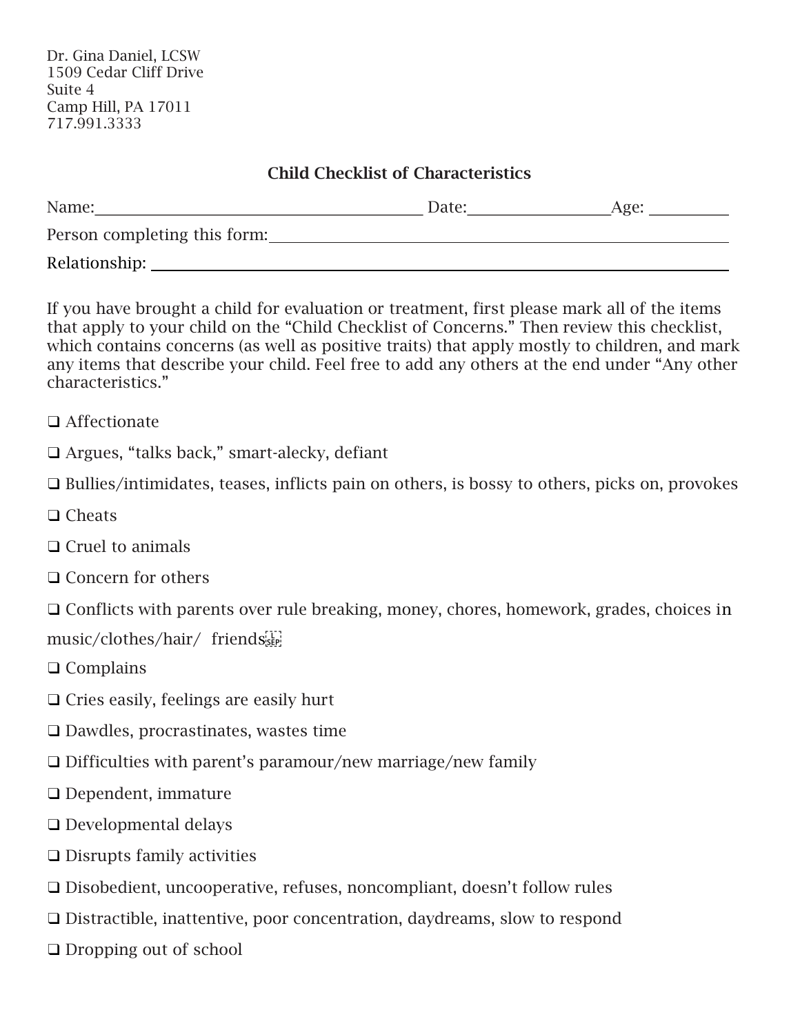Dr. Gina Daniel, LCSW
1509 Cedar Cliff Drive
Suite 4
Camp Hill, PA 17011
717.991.3333

## Child Checklist of Characteristics

Name:________________________________________ Date:_________________Age: _________

Person completing this form:_____________________________________________________

Relationship: _______________________________________________________________

If you have brought a child for evaluation or treatment, first please mark all of the items that apply to your child on the "Child Checklist of Concerns." Then review this checklist, which contains concerns (as well as positive traits) that apply mostly to children, and mark any items that describe your child. Feel free to add any others at the end under "Any other characteristics."

❑ Affectionate

❑ Argues, "talks back," smart-alecky, defiant

❑ Bullies/intimidates, teases, inflicts pain on others, is bossy to others, picks on, provokes

❑ Cheats

❑ Cruel to animals

❑ Concern for others

❑ Conflicts with parents over rule breaking, money, chores, homework, grades, choices in music/clothes/hair/ friends

❑ Complains

❑ Cries easily, feelings are easily hurt

❑ Dawdles, procrastinates, wastes time

❑ Difficulties with parent's paramour/new marriage/new family

❑ Dependent, immature

❑ Developmental delays

❑ Disrupts family activities

❑ Disobedient, uncooperative, refuses, noncompliant, doesn't follow rules

❑ Distractible, inattentive, poor concentration, daydreams, slow to respond

❑ Dropping out of school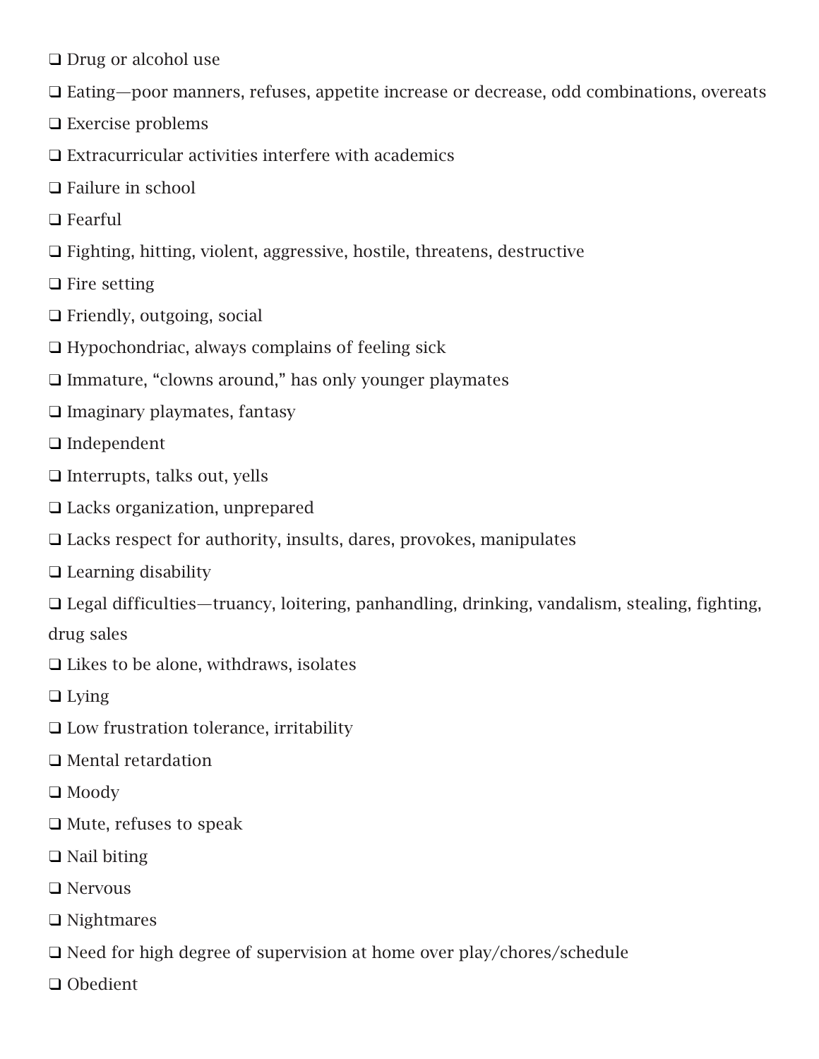❑ Drug or alcohol use

❑ Eating—poor manners, refuses, appetite increase or decrease, odd combinations, overeats

❑ Exercise problems

❑ Extracurricular activities interfere with academics

❑ Failure in school

❑ Fearful

❑ Fighting, hitting, violent, aggressive, hostile, threatens, destructive

❑ Fire setting

❑ Friendly, outgoing, social

❑ Hypochondriac, always complains of feeling sick

❑ Immature, "clowns around," has only younger playmates

❑ Imaginary playmates, fantasy

❑ Independent

❑ Interrupts, talks out, yells

❑ Lacks organization, unprepared

❑ Lacks respect for authority, insults, dares, provokes, manipulates

❑ Learning disability

❑ Legal difficulties—truancy, loitering, panhandling, drinking, vandalism, stealing, fighting, drug sales

❑ Likes to be alone, withdraws, isolates

❑ Lying

❑ Low frustration tolerance, irritability

❑ Mental retardation

❑ Moody

❑ Mute, refuses to speak

❑ Nail biting

❑ Nervous

❑ Nightmares

❑ Need for high degree of supervision at home over play/chores/schedule

❑ Obedient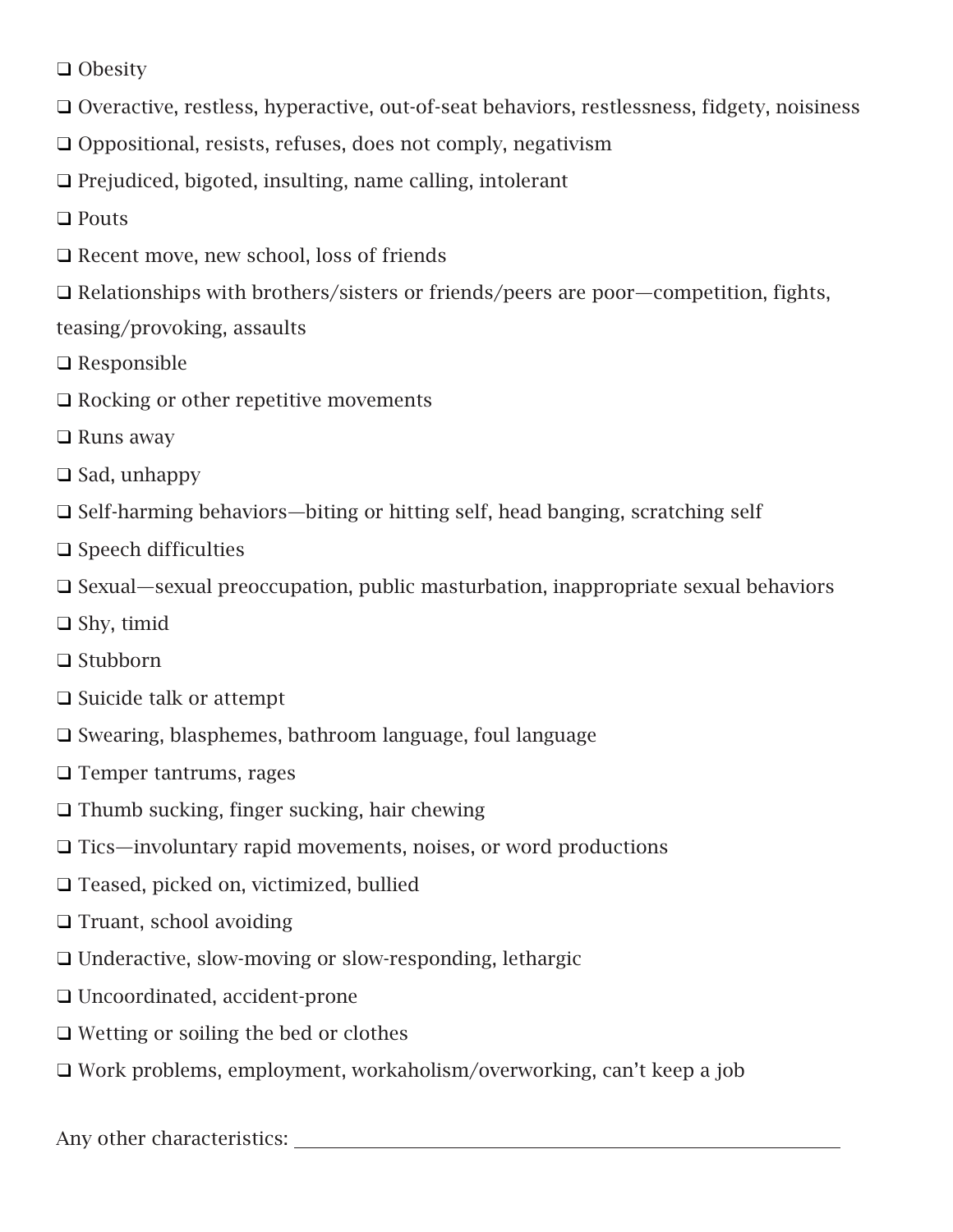❑ Obesity

❑ Overactive, restless, hyperactive, out-of-seat behaviors, restlessness, fidgety, noisiness

❑ Oppositional, resists, refuses, does not comply, negativism

❑ Prejudiced, bigoted, insulting, name calling, intolerant

❑ Pouts

❑ Recent move, new school, loss of friends

❑ Relationships with brothers/sisters or friends/peers are poor—competition, fights, teasing/provoking, assaults

❑ Responsible

❑ Rocking or other repetitive movements

❑ Runs away

❑ Sad, unhappy

❑ Self-harming behaviors—biting or hitting self, head banging, scratching self

❑ Speech difficulties

❑ Sexual—sexual preoccupation, public masturbation, inappropriate sexual behaviors

❑ Shy, timid

❑ Stubborn

❑ Suicide talk or attempt

❑ Swearing, blasphemes, bathroom language, foul language

❑ Temper tantrums, rages

❑ Thumb sucking, finger sucking, hair chewing

❑ Tics—involuntary rapid movements, noises, or word productions

❑ Teased, picked on, victimized, bullied

❑ Truant, school avoiding

❑ Underactive, slow-moving or slow-responding, lethargic

❑ Uncoordinated, accident-prone

❑ Wetting or soiling the bed or clothes

❑ Work problems, employment, workaholism/overworking, can't keep a job

Any other characteristics: ___________________________________________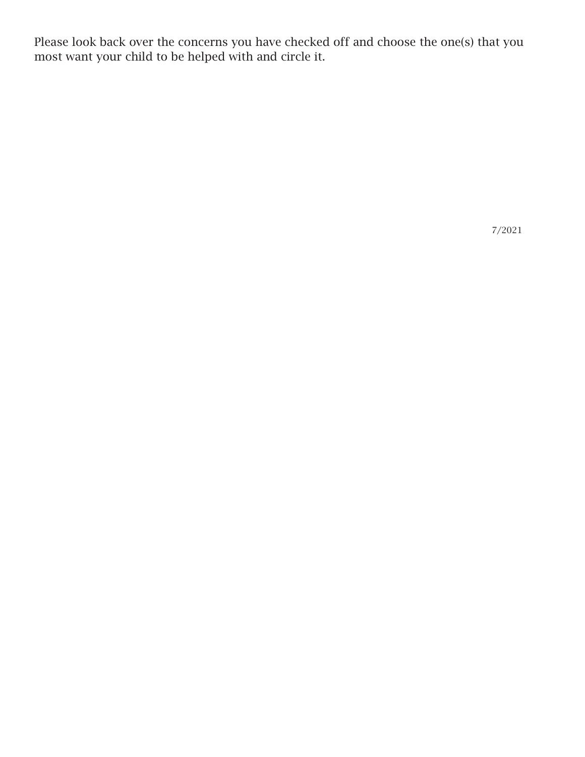Please look back over the concerns you have checked off and choose the one(s) that you most want your child to be helped with and circle it.

7/2021